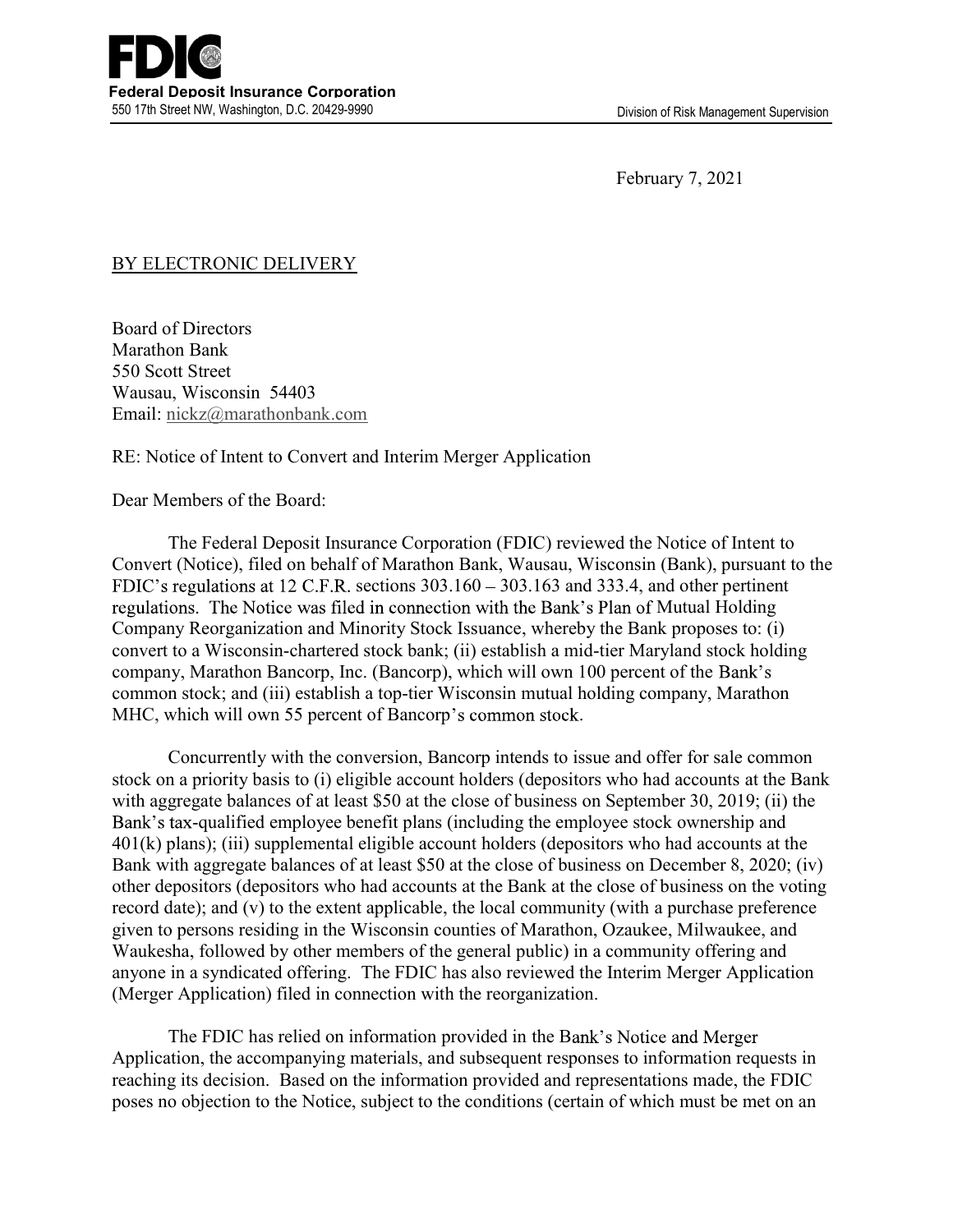**FDIC**
**Federal Deposit Insurance Corporation**
550 17th Street NW, Washington, D.C. 20429-9990

Division of Risk Management Supervision

February 7, 2021

BY ELECTRONIC DELIVERY

Board of Directors
Marathon Bank
550 Scott Street
Wausau, Wisconsin 54403
Email: nickz@marathonbank.com

RE: Notice of Intent to Convert and Interim Merger Application

Dear Members of the Board:

The Federal Deposit Insurance Corporation (FDIC) reviewed the Notice of Intent to Convert (Notice), filed on behalf of Marathon Bank, Wausau, Wisconsin (Bank), pursuant to the FDIC's regulations at 12 C.F.R. sections 303.160 – 303.163 and 333.4, and other pertinent regulations. The Notice was filed in connection with the Bank's Plan of Mutual Holding Company Reorganization and Minority Stock Issuance, whereby the Bank proposes to: (i) convert to a Wisconsin-chartered stock bank; (ii) establish a mid-tier Maryland stock holding company, Marathon Bancorp, Inc. (Bancorp), which will own 100 percent of the Bank's common stock; and (iii) establish a top-tier Wisconsin mutual holding company, Marathon MHC, which will own 55 percent of Bancorp's common stock.

Concurrently with the conversion, Bancorp intends to issue and offer for sale common stock on a priority basis to (i) eligible account holders (depositors who had accounts at the Bank with aggregate balances of at least $50 at the close of business on September 30, 2019; (ii) the Bank's tax-qualified employee benefit plans (including the employee stock ownership and 401(k) plans); (iii) supplemental eligible account holders (depositors who had accounts at the Bank with aggregate balances of at least $50 at the close of business on December 8, 2020; (iv) other depositors (depositors who had accounts at the Bank at the close of business on the voting record date); and (v) to the extent applicable, the local community (with a purchase preference given to persons residing in the Wisconsin counties of Marathon, Ozaukee, Milwaukee, and Waukesha, followed by other members of the general public) in a community offering and anyone in a syndicated offering. The FDIC has also reviewed the Interim Merger Application (Merger Application) filed in connection with the reorganization.

The FDIC has relied on information provided in the Bank's Notice and Merger Application, the accompanying materials, and subsequent responses to information requests in reaching its decision. Based on the information provided and representations made, the FDIC poses no objection to the Notice, subject to the conditions (certain of which must be met on an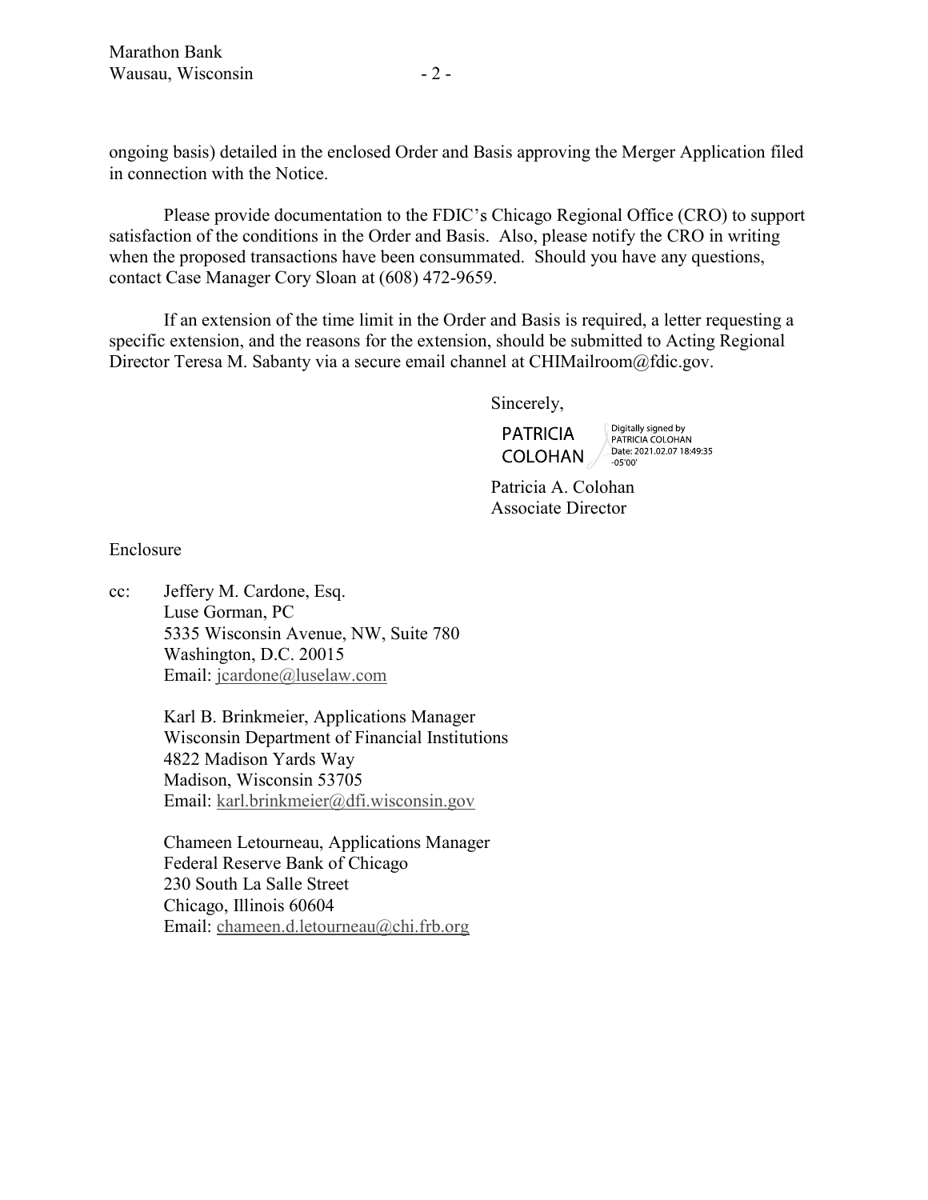ongoing basis) detailed in the enclosed Order and Basis approving the Merger Application filed in connection with the Notice.

Please provide documentation to the FDIC's Chicago Regional Office (CRO) to support satisfaction of the conditions in the Order and Basis. Also, please notify the CRO in writing when the proposed transactions have been consummated. Should you have any questions, contact Case Manager Cory Sloan at (608) 472-9659.

If an extension of the time limit in the Order and Basis is required, a letter requesting a specific extension, and the reasons for the extension, should be submitted to Acting Regional Director Teresa M. Sabanty via a secure email channel at CHIMailroom@fdic.gov.

Sincerely,

PATRICIA COLOHAN
Digitally signed by PATRICIA COLOHAN
Date: 2021.02.07 18:49:35 -05'00'

Patricia A. Colohan
Associate Director

Enclosure

cc: Jeffery M. Cardone, Esq.
Luse Gorman, PC
5335 Wisconsin Avenue, NW, Suite 780
Washington, D.C. 20015
Email: jcardone@luselaw.com

Karl B. Brinkmeier, Applications Manager
Wisconsin Department of Financial Institutions
4822 Madison Yards Way
Madison, Wisconsin 53705
Email: karl.brinkmeier@dfi.wisconsin.gov

Chameen Letourneau, Applications Manager
Federal Reserve Bank of Chicago
230 South La Salle Street
Chicago, Illinois 60604
Email: chameen.d.letourneau@chi.frb.org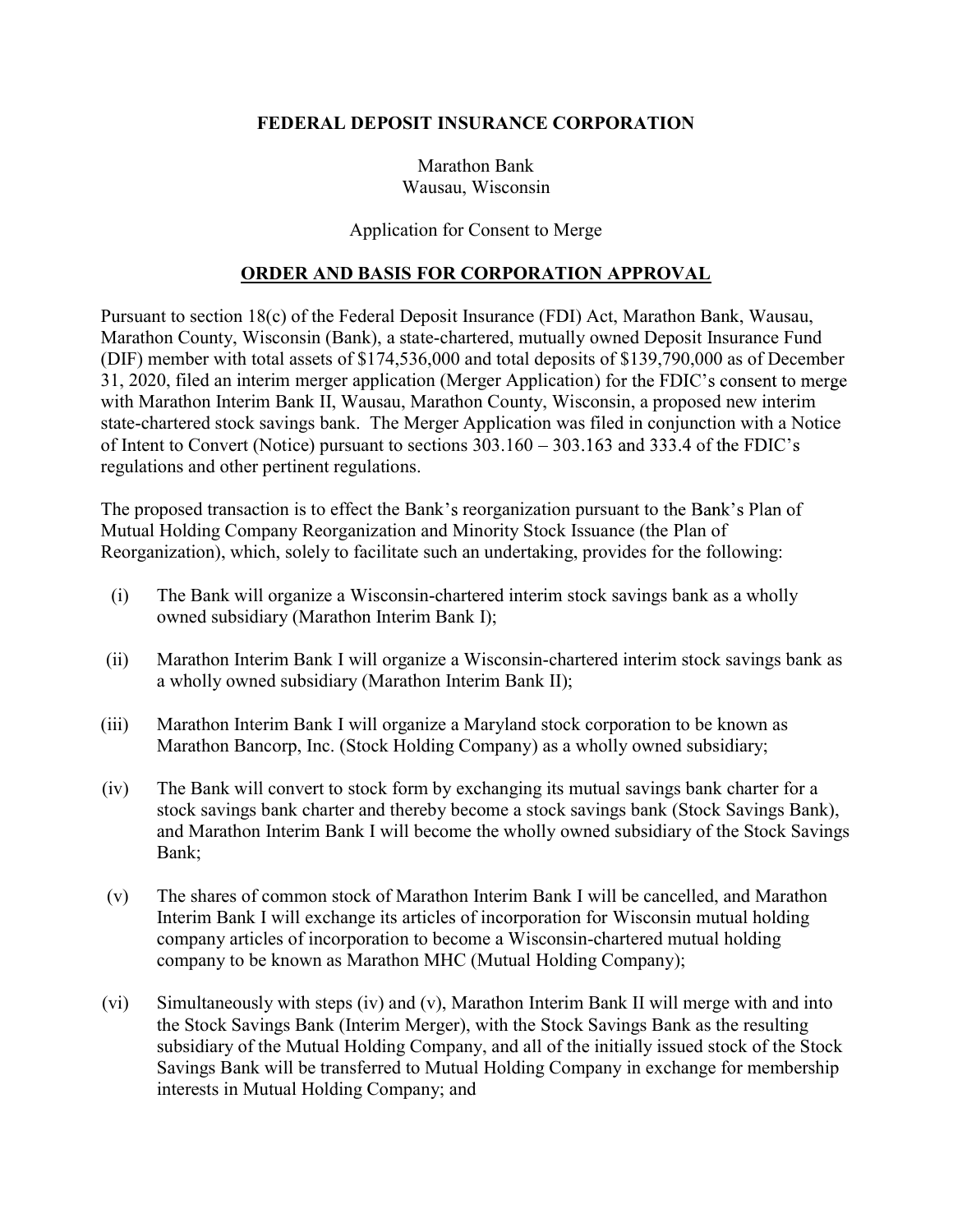**FEDERAL DEPOSIT INSURANCE CORPORATION**

Marathon Bank
Wausau, Wisconsin

Application for Consent to Merge

## ORDER AND BASIS FOR CORPORATION APPROVAL

Pursuant to section 18(c) of the Federal Deposit Insurance (FDI) Act, Marathon Bank, Wausau, Marathon County, Wisconsin (Bank), a state-chartered, mutually owned Deposit Insurance Fund (DIF) member with total assets of $174,536,000 and total deposits of $139,790,000 as of December 31, 2020, filed an interim merger application (Merger Application) for the FDIC's consent to merge with Marathon Interim Bank II, Wausau, Marathon County, Wisconsin, a proposed new interim state-chartered stock savings bank. The Merger Application was filed in conjunction with a Notice of Intent to Convert (Notice) pursuant to sections 303.160 – 303.163 and 333.4 of the FDIC's regulations and other pertinent regulations.

The proposed transaction is to effect the Bank's reorganization pursuant to the Bank's Plan of Mutual Holding Company Reorganization and Minority Stock Issuance (the Plan of Reorganization), which, solely to facilitate such an undertaking, provides for the following:

(i) The Bank will organize a Wisconsin-chartered interim stock savings bank as a wholly owned subsidiary (Marathon Interim Bank I);

(ii) Marathon Interim Bank I will organize a Wisconsin-chartered interim stock savings bank as a wholly owned subsidiary (Marathon Interim Bank II);

(iii) Marathon Interim Bank I will organize a Maryland stock corporation to be known as Marathon Bancorp, Inc. (Stock Holding Company) as a wholly owned subsidiary;

(iv) The Bank will convert to stock form by exchanging its mutual savings bank charter for a stock savings bank charter and thereby become a stock savings bank (Stock Savings Bank), and Marathon Interim Bank I will become the wholly owned subsidiary of the Stock Savings Bank;

(v) The shares of common stock of Marathon Interim Bank I will be cancelled, and Marathon Interim Bank I will exchange its articles of incorporation for Wisconsin mutual holding company articles of incorporation to become a Wisconsin-chartered mutual holding company to be known as Marathon MHC (Mutual Holding Company);

(vi) Simultaneously with steps (iv) and (v), Marathon Interim Bank II will merge with and into the Stock Savings Bank (Interim Merger), with the Stock Savings Bank as the resulting subsidiary of the Mutual Holding Company, and all of the initially issued stock of the Stock Savings Bank will be transferred to Mutual Holding Company in exchange for membership interests in Mutual Holding Company; and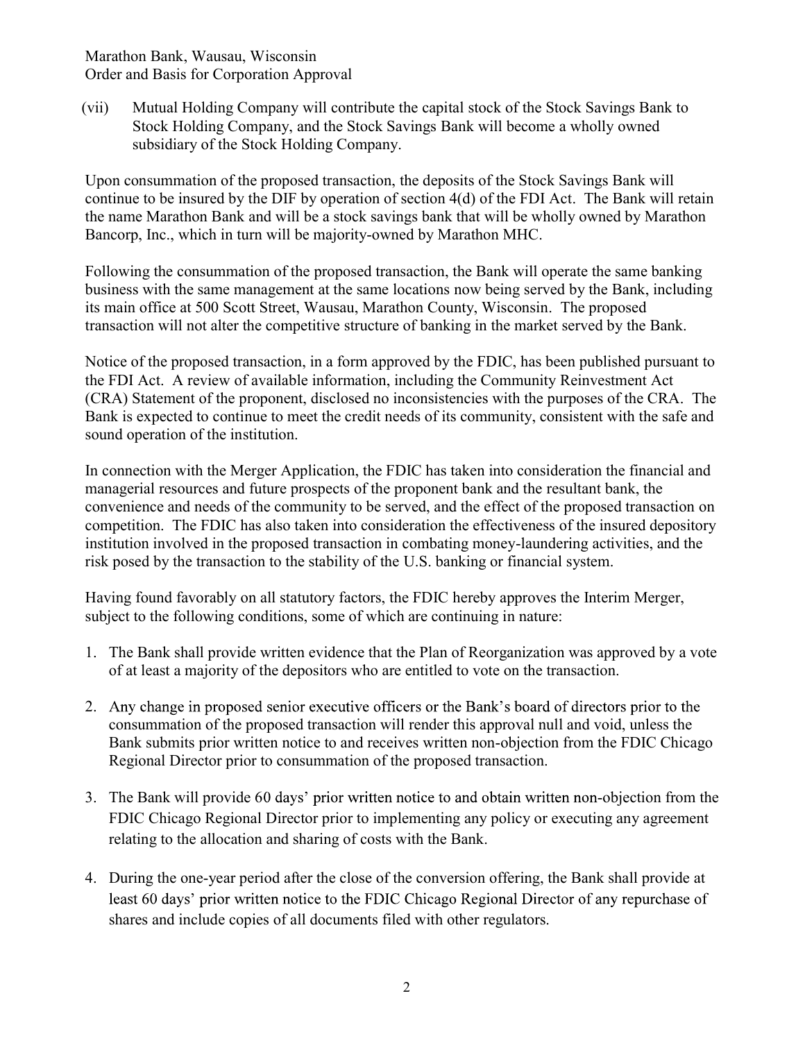(vii) Mutual Holding Company will contribute the capital stock of the Stock Savings Bank to Stock Holding Company, and the Stock Savings Bank will become a wholly owned subsidiary of the Stock Holding Company.

Upon consummation of the proposed transaction, the deposits of the Stock Savings Bank will continue to be insured by the DIF by operation of section 4(d) of the FDI Act. The Bank will retain the name Marathon Bank and will be a stock savings bank that will be wholly owned by Marathon Bancorp, Inc., which in turn will be majority-owned by Marathon MHC.

Following the consummation of the proposed transaction, the Bank will operate the same banking business with the same management at the same locations now being served by the Bank, including its main office at 500 Scott Street, Wausau, Marathon County, Wisconsin. The proposed transaction will not alter the competitive structure of banking in the market served by the Bank.

Notice of the proposed transaction, in a form approved by the FDIC, has been published pursuant to the FDI Act. A review of available information, including the Community Reinvestment Act (CRA) Statement of the proponent, disclosed no inconsistencies with the purposes of the CRA. The Bank is expected to continue to meet the credit needs of its community, consistent with the safe and sound operation of the institution.

In connection with the Merger Application, the FDIC has taken into consideration the financial and managerial resources and future prospects of the proponent bank and the resultant bank, the convenience and needs of the community to be served, and the effect of the proposed transaction on competition. The FDIC has also taken into consideration the effectiveness of the insured depository institution involved in the proposed transaction in combating money-laundering activities, and the risk posed by the transaction to the stability of the U.S. banking or financial system.

Having found favorably on all statutory factors, the FDIC hereby approves the Interim Merger, subject to the following conditions, some of which are continuing in nature:

1. The Bank shall provide written evidence that the Plan of Reorganization was approved by a vote of at least a majority of the depositors who are entitled to vote on the transaction.

2. Any change in proposed senior executive officers or the Bank's board of directors prior to the consummation of the proposed transaction will render this approval null and void, unless the Bank submits prior written notice to and receives written non-objection from the FDIC Chicago Regional Director prior to consummation of the proposed transaction.

3. The Bank will provide 60 days' prior written notice to and obtain written non-objection from the FDIC Chicago Regional Director prior to implementing any policy or executing any agreement relating to the allocation and sharing of costs with the Bank.

4. During the one-year period after the close of the conversion offering, the Bank shall provide at least 60 days' prior written notice to the FDIC Chicago Regional Director of any repurchase of shares and include copies of all documents filed with other regulators.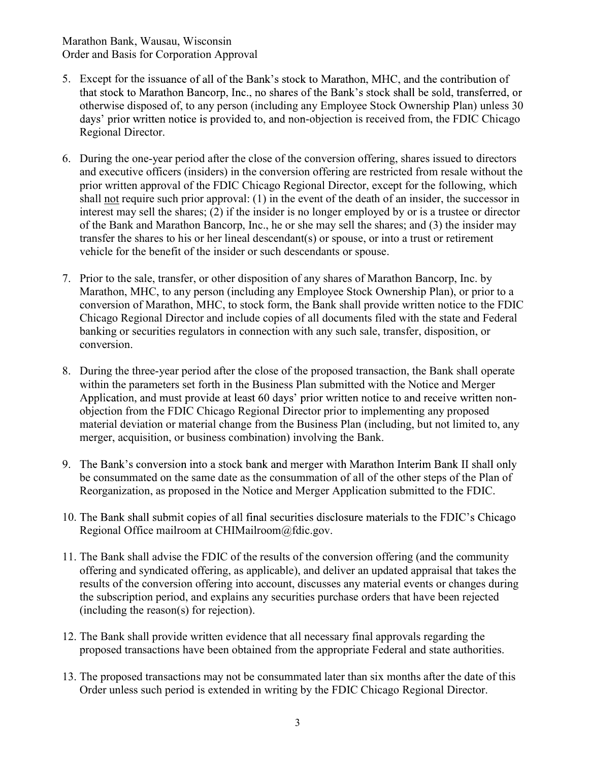5. Except for the issuance of all of the Bank's stock to Marathon, MHC, and the contribution of that stock to Marathon Bancorp, Inc., no shares of the Bank's stock shall be sold, transferred, or otherwise disposed of, to any person (including any Employee Stock Ownership Plan) unless 30 days' prior written notice is provided to, and non-objection is received from, the FDIC Chicago Regional Director.

6. During the one-year period after the close of the conversion offering, shares issued to directors and executive officers (insiders) in the conversion offering are restricted from resale without the prior written approval of the FDIC Chicago Regional Director, except for the following, which shall not require such prior approval: (1) in the event of the death of an insider, the successor in interest may sell the shares; (2) if the insider is no longer employed by or is a trustee or director of the Bank and Marathon Bancorp, Inc., he or she may sell the shares; and (3) the insider may transfer the shares to his or her lineal descendant(s) or spouse, or into a trust or retirement vehicle for the benefit of the insider or such descendants or spouse.

7. Prior to the sale, transfer, or other disposition of any shares of Marathon Bancorp, Inc. by Marathon, MHC, to any person (including any Employee Stock Ownership Plan), or prior to a conversion of Marathon, MHC, to stock form, the Bank shall provide written notice to the FDIC Chicago Regional Director and include copies of all documents filed with the state and Federal banking or securities regulators in connection with any such sale, transfer, disposition, or conversion.

8. During the three-year period after the close of the proposed transaction, the Bank shall operate within the parameters set forth in the Business Plan submitted with the Notice and Merger Application, and must provide at least 60 days' prior written notice to and receive written non-objection from the FDIC Chicago Regional Director prior to implementing any proposed material deviation or material change from the Business Plan (including, but not limited to, any merger, acquisition, or business combination) involving the Bank.

9. The Bank's conversion into a stock bank and merger with Marathon Interim Bank II shall only be consummated on the same date as the consummation of all of the other steps of the Plan of Reorganization, as proposed in the Notice and Merger Application submitted to the FDIC.

10. The Bank shall submit copies of all final securities disclosure materials to the FDIC's Chicago Regional Office mailroom at CHIMailroom@fdic.gov.

11. The Bank shall advise the FDIC of the results of the conversion offering (and the community offering and syndicated offering, as applicable), and deliver an updated appraisal that takes the results of the conversion offering into account, discusses any material events or changes during the subscription period, and explains any securities purchase orders that have been rejected (including the reason(s) for rejection).

12. The Bank shall provide written evidence that all necessary final approvals regarding the proposed transactions have been obtained from the appropriate Federal and state authorities.

13. The proposed transactions may not be consummated later than six months after the date of this Order unless such period is extended in writing by the FDIC Chicago Regional Director.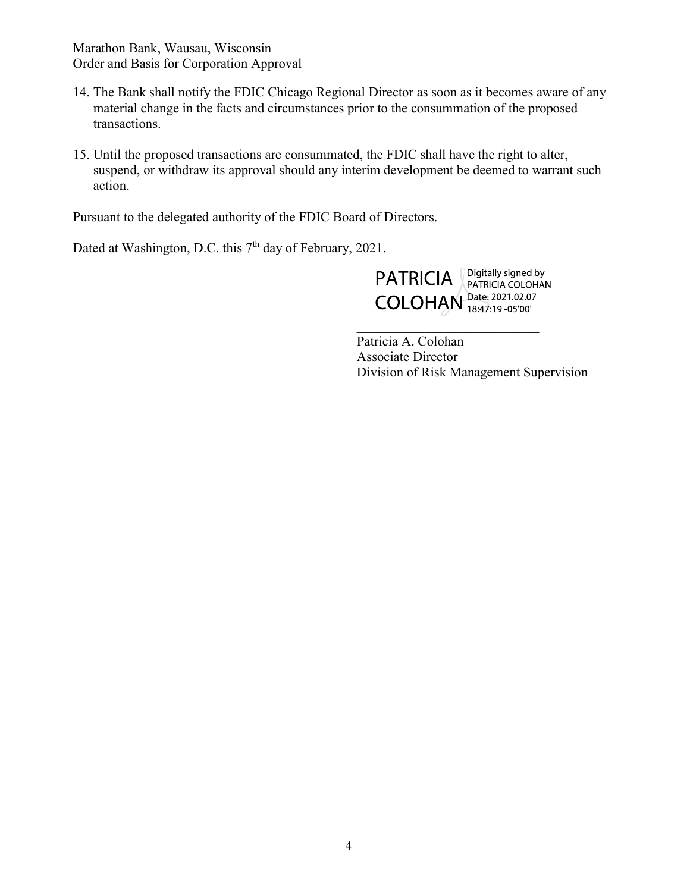14. The Bank shall notify the FDIC Chicago Regional Director as soon as it becomes aware of any material change in the facts and circumstances prior to the consummation of the proposed transactions.

15. Until the proposed transactions are consummated, the FDIC shall have the right to alter, suspend, or withdraw its approval should any interim development be deemed to warrant such action.

Pursuant to the delegated authority of the FDIC Board of Directors.

Dated at Washington, D.C. this 7th day of February, 2021.

PATRICIA COLOHAN Digitally signed by PATRICIA COLOHAN Date: 2021.02.07 18:47:19 -05'00'

\_\_\_\_\_\_\_\_\_\_\_\_\_\_\_\_\_\_\_\_\_\_\_\_\_\_\_\_

Patricia A. Colohan
Associate Director
Division of Risk Management Supervision